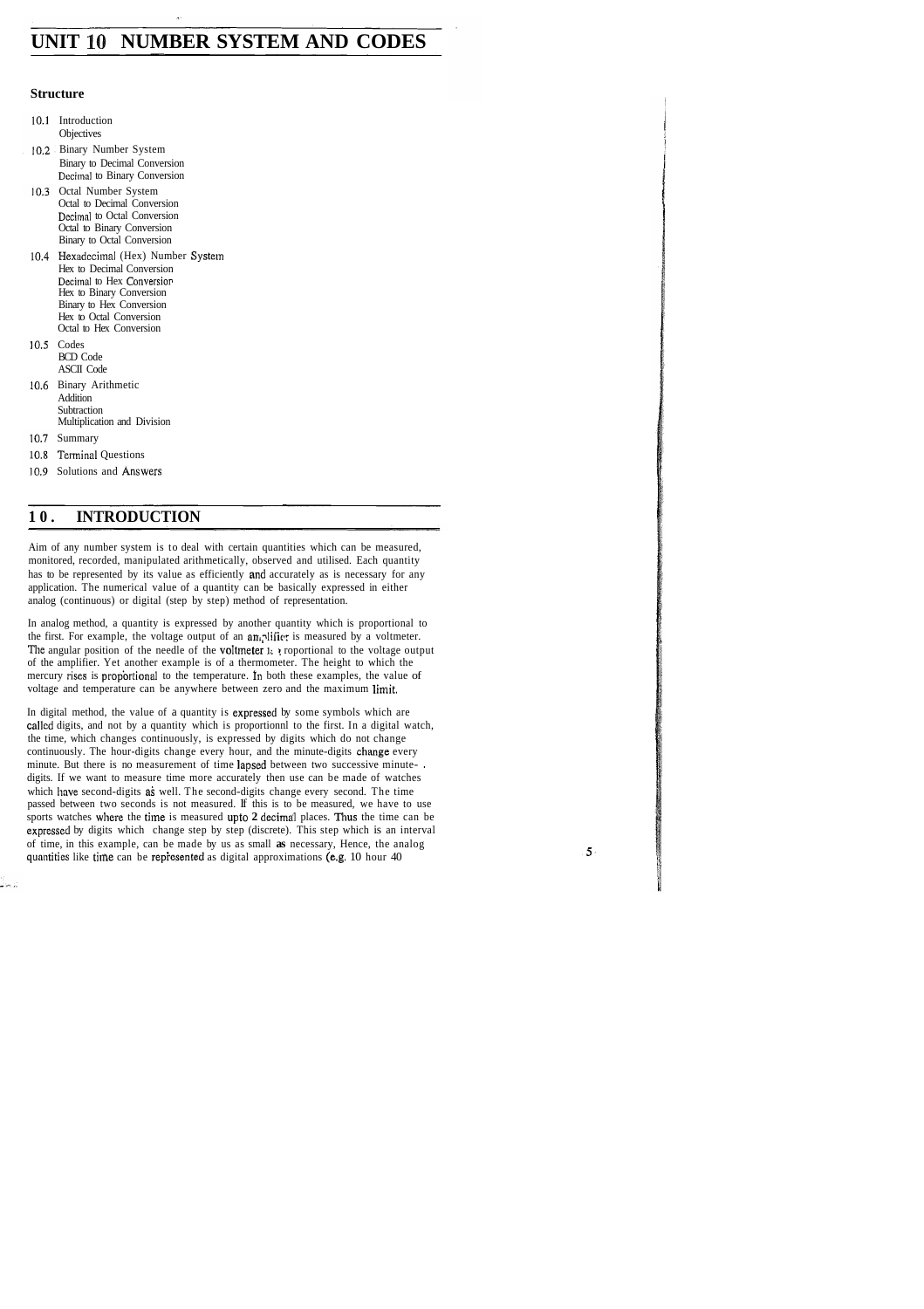# UNIT 10 NUMBER SYSTEM AND CODES

**Structure**

10.1 Introduction
  Objectives

10.2 Binary Number System
  Binary to Decimal Conversion
  Decimal to Binary Conversion

10.3 Octal Number System
  Octal to Decimal Conversion
  Decimal to Octal Conversion
  Octal to Binary Conversion
  Binary to Octal Conversion

10.4 Hexadecimal (Hex) Number System
  Hex to Decimal Conversion
  Decimal to Hex Conversion
  Hex to Binary Conversion
  Binary to Hex Conversion
  Hex to Octal Conversion
  Octal to Hex Conversion

10.5 Codes
  BCD Code
  ASCII Code

10.6 Binary Arithmetic
  Addition
  Subtraction
  Multiplication and Division

10.7 Summary

10.8 Terminal Questions

10.9 Solutions and Answers

## 10. INTRODUCTION

Aim of any number system is to deal with certain quantities which can be measured, monitored, recorded, manipulated arithmetically, observed and utilised. Each quantity has to be represented by its value as efficiently and accurately as is necessary for any application. The numerical value of a quantity can be basically expressed in either analog (continuous) or digital (step by step) method of representation.

In analog method, a quantity is expressed by another quantity which is proportional to the first. For example, the voltage output of an amplifier is measured by a voltmeter. The angular position of the needle of the voltmeter is proportional to the voltage output of the amplifier. Yet another example is of a thermometer. The height to which the mercury rises is proportional to the temperature. In both these examples, the value of voltage and temperature can be anywhere between zero and the maximum limit.

In digital method, the value of a quantity is expressed by some symbols which are called digits, and not by a quantity which is proportionnl to the first. In a digital watch, the time, which changes continuously, is expressed by digits which do not change continuously. The hour-digits change every hour, and the minute-digits change every minute. But there is no measurement of time lapsed between two successive minute-digits. If we want to measure time more accurately then use can be made of watches which have second-digits as well. The second-digits change every second. The time passed between two seconds is not measured. If this is to be measured, we have to use sports watches where the time is measured upto 2 decimal places. Thus the time can be expressed by digits which change step by step (discrete). This step which is an interval of time, in this example, can be made by us as small as necessary, Hence, the analog quantities like time can be represented as digital approximations (e.g. 10 hour 40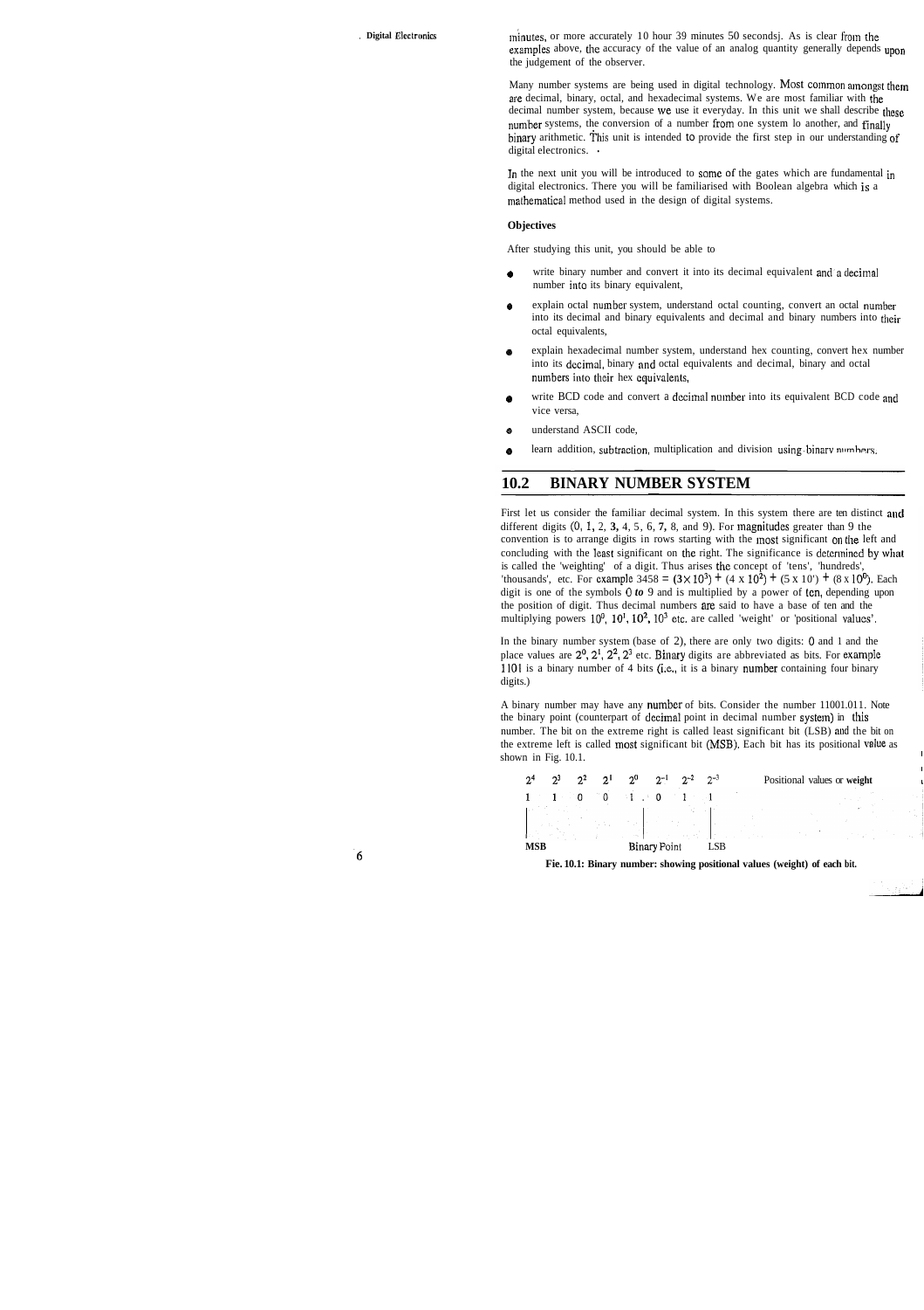minutes, or more accurately 10 hour 39 minutes 50 seconds). As is clear from the examples above, the accuracy of the value of an analog quantity generally depends upon the judgement of the observer.

Many number systems are being used in digital technology. Most common amongst them are decimal, binary, octal, and hexadecimal systems. We are most familiar with the decimal number system, because we use it everyday. In this unit we shall describe these number systems, the conversion of a number from one system to another, and finally binary arithmetic. This unit is intended to provide the first step in our understanding of digital electronics.

In the next unit you will be introduced to some of the gates which are fundamental in digital electronics. There you will be familiarised with Boolean algebra which is a mathematical method used in the design of digital systems.

### Objectives

After studying this unit, you should be able to

- write binary number and convert it into its decimal equivalent and a decimal number into its binary equivalent,
- explain octal number system, understand octal counting, convert an octal number into its decimal and binary equivalents and decimal and binary numbers into their octal equivalents,
- explain hexadecimal number system, understand hex counting, convert hex number into its decimal, binary and octal equivalents and decimal, binary and octal numbers into their hex equivalents,
- write BCD code and convert a decimal number into its equivalent BCD code and vice versa,
- understand ASCII code,
- learn addition, subtraction, multiplication and division using binary numbers.

## 10.2 BINARY NUMBER SYSTEM

First let us consider the familiar decimal system. In this system there are ten distinct and different digits (0, 1, 2, 3, 4, 5, 6, 7, 8, and 9). For magnitudes greater than 9 the convention is to arrange digits in rows starting with the most significant on the left and concluding with the least significant on the right. The significance is determined by what is called the 'weighting' of a digit. Thus arises the concept of 'tens', 'hundreds', 'thousands', etc. For example $3458 = (3 \times 10^3) + (4 \times 10^2) + (5 \times 10^1) + (8 \times 10^0)$. Each digit is one of the symbols 0 *to* 9 and is multiplied by a power of ten, depending upon the position of digit. Thus decimal numbers are said to have a base of ten and the multiplying powers $10^0$, $10^1$, $10^2$, $10^3$ etc. are called 'weight' or 'positional values'.

In the binary number system (base of 2), there are only two digits: 0 and 1 and the place values are $2^0$, $2^1$, $2^2$, $2^3$ etc. Binary digits are abbreviated as bits. For example 1101 is a binary number of 4 bits (i.e., it is a binary number containing four binary digits.)

A binary number may have any number of bits. Consider the number 11001.011. Note the binary point (counterpart of decimal point in decimal number system) in this number. The bit on the extreme right is called least significant bit (LSB) and the bit on the extreme left is called most significant bit (MSB). Each bit has its positional value as shown in Fig. 10.1.

| $2^4$ | $2^3$ | $2^2$ | $2^1$ | $2^0$ | | $2^{-1}$ | $2^{-2}$ | $2^{-3}$ | Positional values or **weight** |
|---|---|---|---|---|---|---|---|---|---|
| 1 | 1 | 0 | 0 | 1 | . | 0 | 1 | 1 | |
| MSB | | | | | Binary Point | | | LSB | |

**Fig. 10.1: Binary number: showing positional values (weight) of each bit.**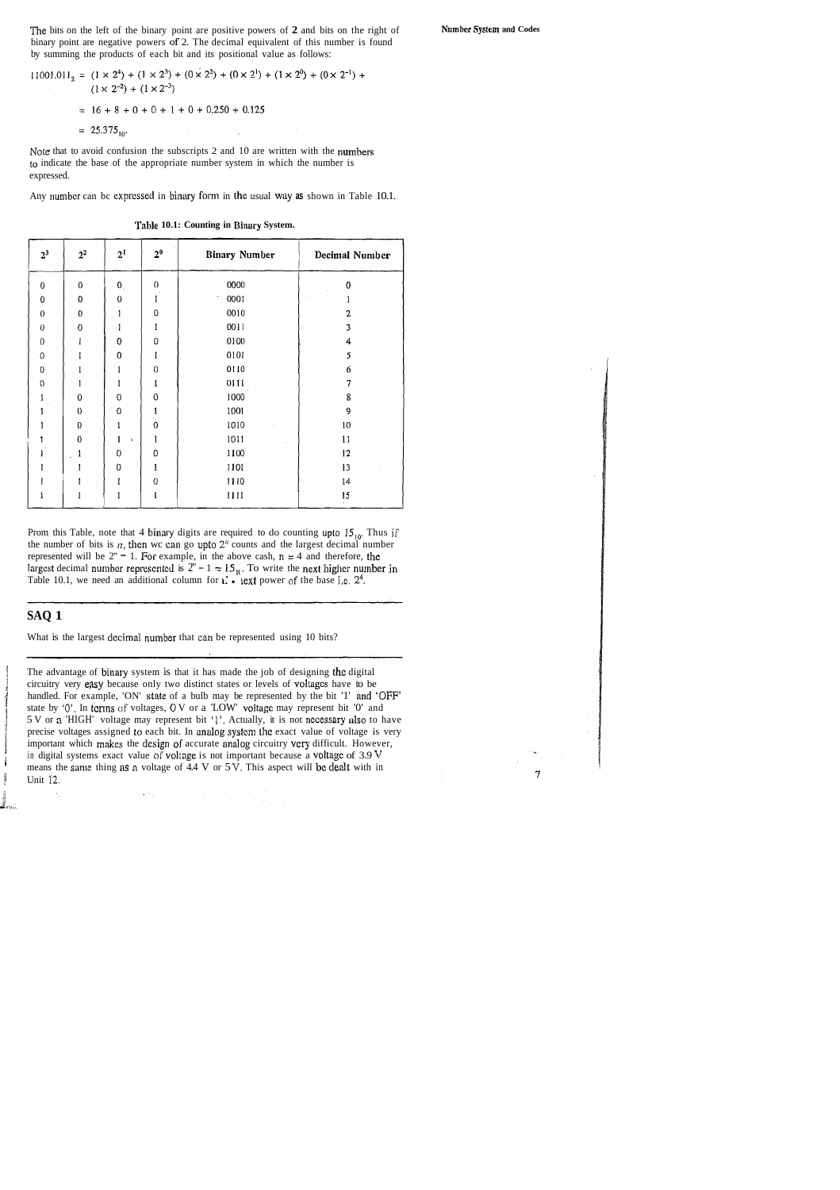The bits on the left of the binary point are positive powers of 2 and bits on the right of binary point are negative powers of 2. The decimal equivalent of this number is found by summing the products of each bit and its positional value as follows:

$$11001.011_2 = (1 \times 2^4) + (1 \times 2^3) + (0 \times 2^2) + (0 \times 2^1) + (1 \times 2^0) + (0 \times 2^{-1}) + (1 \times 2^{-2}) + (1 \times 2^{-3})$$

$$= 16 + 8 + 0 + 0 + 1 + 0 + 0.250 + 0.125$$

$$= 25.375_{10}.$$

Note that to avoid confusion the subscripts 2 and 10 are written with the numbers to indicate the base of the appropriate number system in which the number is expressed.

Any number can be expressed in binary form in the usual way as shown in Table 10.1.

**Table 10.1: Counting in Binary System.**

| $2^3$ | $2^2$ | $2^1$ | $2^0$ | Binary Number | Decimal Number |
|---|---|---|---|---|---|
| 0 | 0 | 0 | 0 | 0000 | 0 |
| 0 | 0 | 0 | 1 | 0001 | 1 |
| 0 | 0 | 1 | 0 | 0010 | 2 |
| 0 | 0 | 1 | 1 | 0011 | 3 |
| 0 | 1 | 0 | 0 | 0100 | 4 |
| 0 | 1 | 0 | 1 | 0101 | 5 |
| 0 | 1 | 1 | 0 | 0110 | 6 |
| 0 | 1 | 1 | 1 | 0111 | 7 |
| 1 | 0 | 0 | 0 | 1000 | 8 |
| 1 | 0 | 0 | 1 | 1001 | 9 |
| 1 | 0 | 1 | 0 | 1010 | 10 |
| 1 | 0 | 1 | 1 | 1011 | 11 |
| 1 | 1 | 0 | 0 | 1100 | 12 |
| 1 | 1 | 0 | 1 | 1101 | 13 |
| 1 | 1 | 1 | 0 | 1110 | 14 |
| 1 | 1 | 1 | 1 | 1111 | 15 |

From this Table, note that 4 binary digits are required to do counting upto $15_{10}$. Thus if the number of bits is $n$, then we can go upto $2^n$ counts and the largest decimal number represented will be $2^n - 1$. For example, in the above case, $n = 4$ and therefore, the largest decimal number represented is $2^n - 1 = 15_{10}$. To write the next higher number in Table 10.1, we need an additional column for the next power of the base i.e. $2^4$.

## SAQ 1

What is the largest decimal number that can be represented using 10 bits?

---

The advantage of binary system is that it has made the job of designing the digital circuitry very easy because only two distinct states or levels of voltages have to be handled. For example, 'ON' state of a bulb may be represented by the bit '1' and 'OFF' state by '0'. In terms of voltages, 0 V or a 'LOW' voltage may represent bit '0' and 5 V or a 'HIGH' voltage may represent bit '1'. Actually, it is not necessary also to have precise voltages assigned to each bit. In analog system the exact value of voltage is very important which makes the design of accurate analog circuitry very difficult. However, in digital systems exact value of voltage is not important because a voltage of 3.9 V means the same thing as a voltage of 4.4 V or 5 V. This aspect will be dealt with in Unit 12.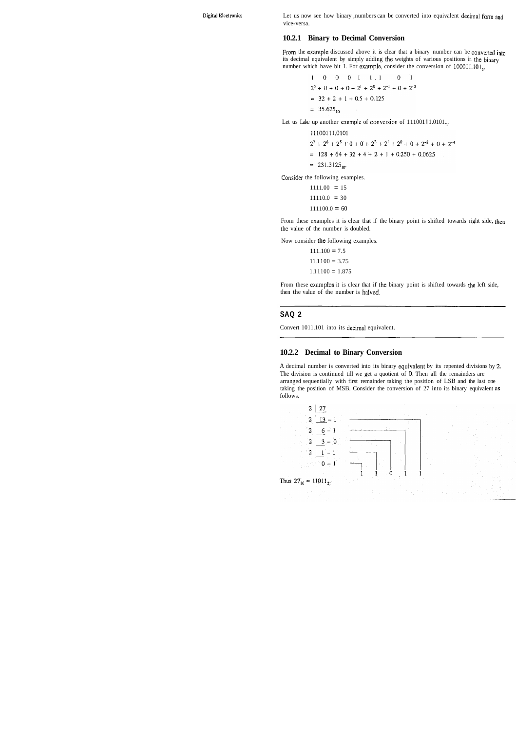Let us now see how binary ,numbers can be converted into equivalent decimal form and vice-versa.

### 10.2.1 Binary to Decimal Conversion

From the example discussed above it is clear that a binary number can be converted into its decimal equivalent by simply adding the weights of various positions in the binary number which have bit 1. For example, consider the conversion of $100011.101_2$.

1 0 0 0 1 1 . 1 0 1

$2^5 + 0 + 0 + 0 + 2^1 + 2^0 + 2^{-1} + 0 + 2^{-3}$

$= 32 + 2 + 1 + 0.5 + 0.125$

$= 35.625_{10}$

Let us take up another example of conversion of $11100111.0101_2$

11100111.0101

$2^7 + 2^6 + 2^5 + 0 + 0 + 2^2 + 2^1 + 2^0 + 0 + 2^{-2} + 0 + 2^{-4}$

$= 128 + 64 + 32 + 4 + 2 + 1 + 0.250 + 0.0625$

$= 231.3125_{10}$.

Consider the following examples.

1111.00 = 15

11110.0 = 30

111100.0 = 60

From these examples it is clear that if the binary point is shifted towards right side, then the value of the number is doubled.

Now consider the following examples.

111.100 = 7.5

11.1100 = 3.75

1.11100 = 1.875

From these examples it is clear that if the binary point is shifted towards the left side, then the value of the number is halved.

---

**SAQ 2**

Convert 1011.101 into its decimal equivalent.

---

### 10.2.2 Decimal to Binary Conversion

A decimal number is converted into its binary equivalent by its repented divisions by 2. The division is continued till we get a quotient of 0. Then all the remainders are arranged sequentially with first remainder taking the position of LSB and the last one taking the position of MSB. Consider the conversion of 27 into its binary equivalent as follows.

```
2 | 27
2 | 13 - 1
2 |  6 - 1
2 |  3 - 0
2 |  1 - 1
     0 - 1
```

1 1 0 1 1

Thus $27_{10} = 11011_2$.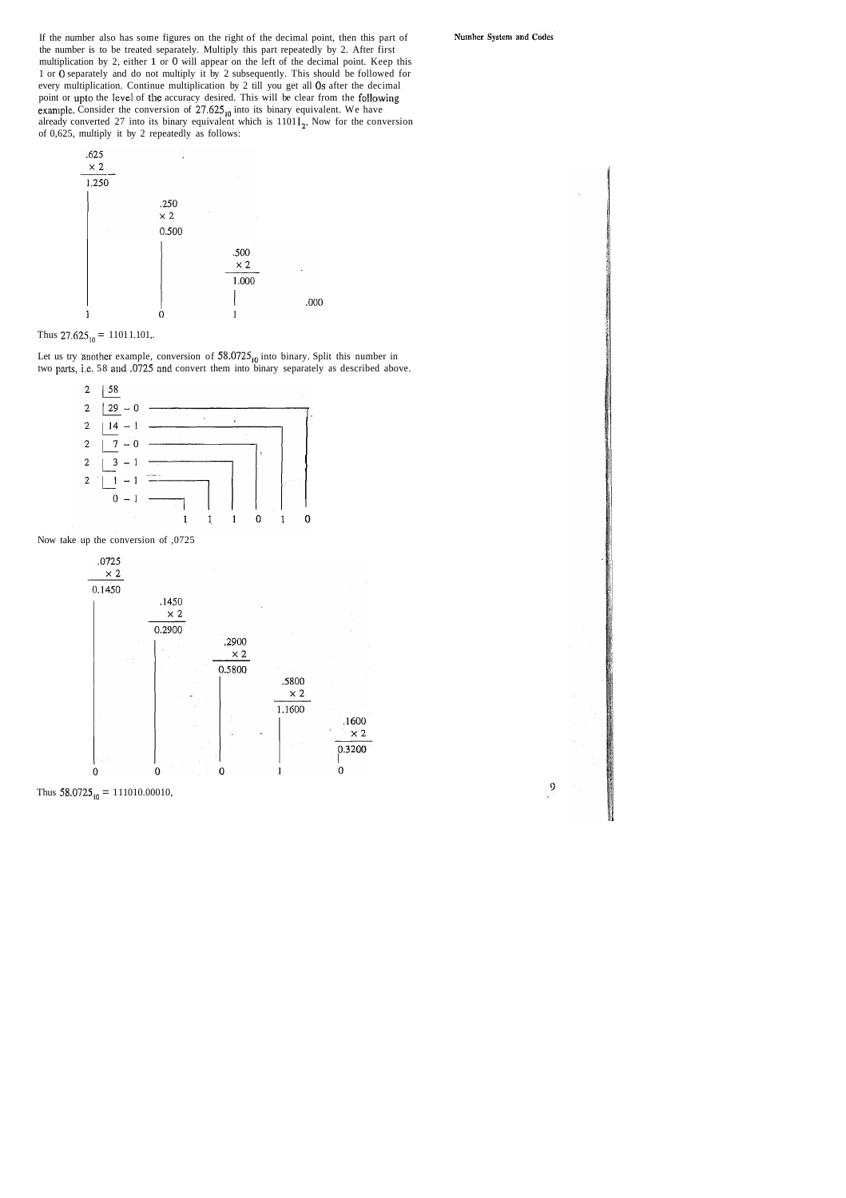If the number also has some figures on the right of the decimal point, then this part of the number is to be treated separately. Multiply this part repeatedly by 2. After first multiplication by 2, either 1 or 0 will appear on the left of the decimal point. Keep this 1 or 0 separately and do not multiply it by 2 subsequently. This should be followed for every multiplication. Continue multiplication by 2 till you get all 0s after the decimal point or upto the level of the accuracy desired. This will be clear from the following example. Consider the conversion of $27.625_{10}$ into its binary equivalent. We have already converted 27 into its binary equivalent which is $11011_2$. Now for the conversion of 0,625, multiply it by 2 repeatedly as follows:

```
.625
 × 2
-----
1.250
|        .250
|         × 2
|        -----
|        0.500
|        |        .500
|        |         × 2
|        |        -----
|        |        1.000
|        |        |        .000
1        0        1
```

Thus $27.625_{10} = 11011.101_2$

Let us try another example, conversion of $58.0725_{10}$ into binary. Split this number in two parts, i.e. 58 and .0725 and convert them into binary separately as described above.

```
2 | 58
2 | 29 - 0
2 | 14 - 1
2 |  7 - 0
2 |  3 - 1
2 |  1 - 1
     0 - 1
            1  1  1  0  1  0
```

Now take up the conversion of ,0725

```
.0725
  × 2
------
0.1450
|       .1450
|         × 2
|       ------
|       0.2900
|       |       .2900
|       |         × 2
|       |       ------
|       |       0.5800
|       |       |       .5800
|       |       |         × 2
|       |       |       ------
|       |       |       1.1600
|       |       |       |       .1600
|       |       |       |         × 2
|       |       |       |       ------
|       |       |       |       0.3200
0       0       0       1       0
```

Thus $58.0725_{10} = 111010.00010_2$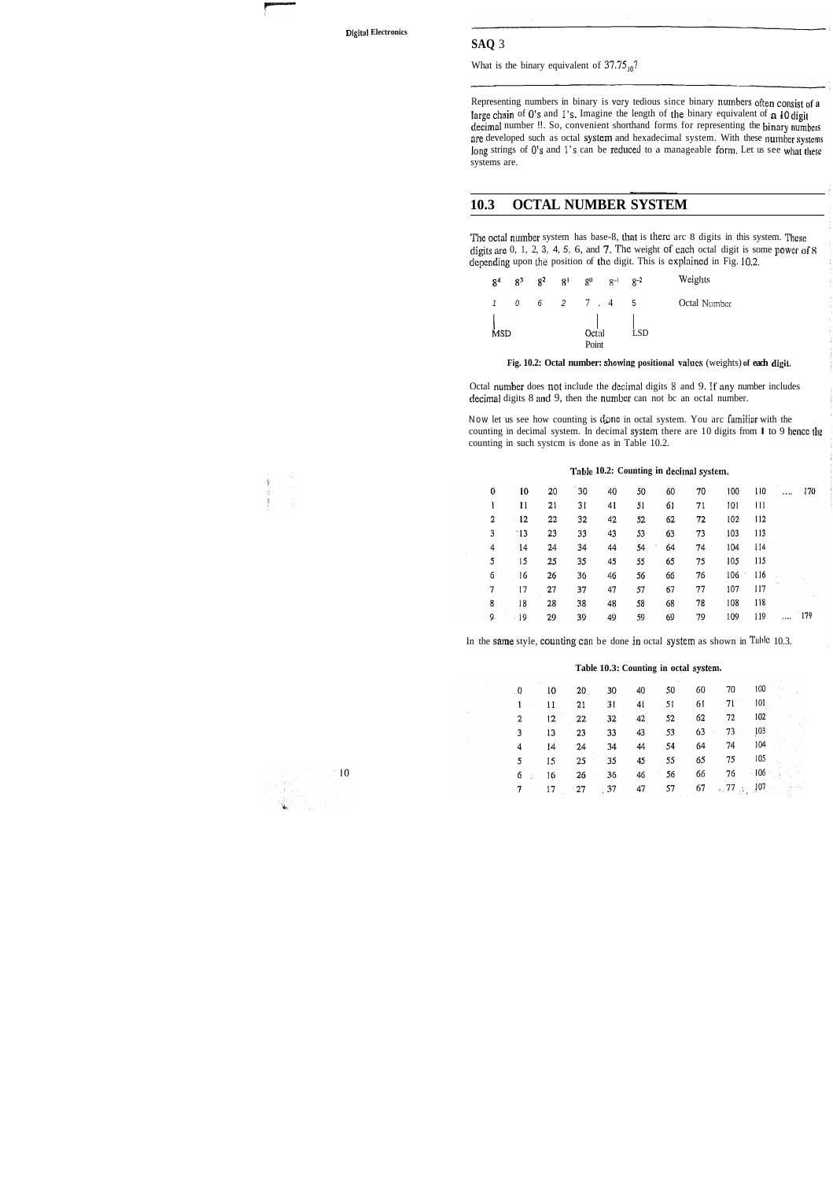## SAQ 3

What is the binary equivalent of $37.75_{10}$?

Representing numbers in binary is very tedious since binary numbers often consist of a large chain of 0's and 1's. Imagine the length of the binary equivalent of a 10 digit decimal number !!. So, convenient shorthand forms for representing the binary numbers are developed such as octal system and hexadecimal system. With these number systems long strings of 0's and 1's can be reduced to a manageable form. Let us see what these systems are.

## 10.3 OCTAL NUMBER SYSTEM

The octal number system has base-8, that is there are 8 digits in this system. These digits are 0, 1, 2, 3, 4, 5, 6, and 7. The weight of each octal digit is some power of 8 depending upon the position of the digit. This is explained in Fig. 10.2.

| $8^4$ | $8^3$ | $8^2$ | $8^1$ | $8^0$ | | $8^{-1}$ | $8^{-2}$ | Weights |
|---|---|---|---|---|---|---|---|---|
| 1 | 0 | 6 | 2 | 7 | . | 4 | 5 | Octal Number |
| MSD | | | | | Octal Point | | LSD | |

**Fig. 10.2: Octal number: showing positional values (weights) of each digit.**

Octal number does not include the decimal digits 8 and 9. If any number includes decimal digits 8 and 9, then the number can not be an octal number.

Now let us see how counting is done in octal system. You are familiar with the counting in decimal system. In decimal system there are 10 digits from 1 to 9 hence the counting in such system is done as in Table 10.2.

**Table 10.2: Counting in decimal system.**

| | | | | | | | | | | | |
|---|---|---|---|---|---|---|---|---|---|---|---|
| 0 | 10 | 20 | 30 | 40 | 50 | 60 | 70 | 100 | 110 | .... | 170 |
| 1 | 11 | 21 | 31 | 41 | 51 | 61 | 71 | 101 | 111 | | |
| 2 | 12 | 22 | 32 | 42 | 52 | 62 | 72 | 102 | 112 | | |
| 3 | 13 | 23 | 33 | 43 | 53 | 63 | 73 | 103 | 113 | | |
| 4 | 14 | 24 | 34 | 44 | 54 | 64 | 74 | 104 | 114 | | |
| 5 | 15 | 25 | 35 | 45 | 55 | 65 | 75 | 105 | 115 | | |
| 6 | 16 | 26 | 36 | 46 | 56 | 66 | 76 | 106 | 116 | | |
| 7 | 17 | 27 | 37 | 47 | 57 | 67 | 77 | 107 | 117 | | |
| 8 | 18 | 28 | 38 | 48 | 58 | 68 | 78 | 108 | 118 | | |
| 9 | 19 | 29 | 39 | 49 | 59 | 69 | 79 | 109 | 119 | .... | 179 |

In the same style, counting can be done in octal system as shown in Table 10.3.

**Table 10.3: Counting in octal system.**

| | | | | | | | | |
|---|---|---|---|---|---|---|---|---|
| 0 | 10 | 20 | 30 | 40 | 50 | 60 | 70 | 100 |
| 1 | 11 | 21 | 31 | 41 | 51 | 61 | 71 | 101 |
| 2 | 12 | 22 | 32 | 42 | 52 | 62 | 72 | 102 |
| 3 | 13 | 23 | 33 | 43 | 53 | 63 | 73 | 103 |
| 4 | 14 | 24 | 34 | 44 | 54 | 64 | 74 | 104 |
| 5 | 15 | 25 | 35 | 45 | 55 | 65 | 75 | 105 |
| 6 | 16 | 26 | 36 | 46 | 56 | 66 | 76 | 106 |
| 7 | 17 | 27 | 37 | 47 | 57 | 67 | 77 | 107 |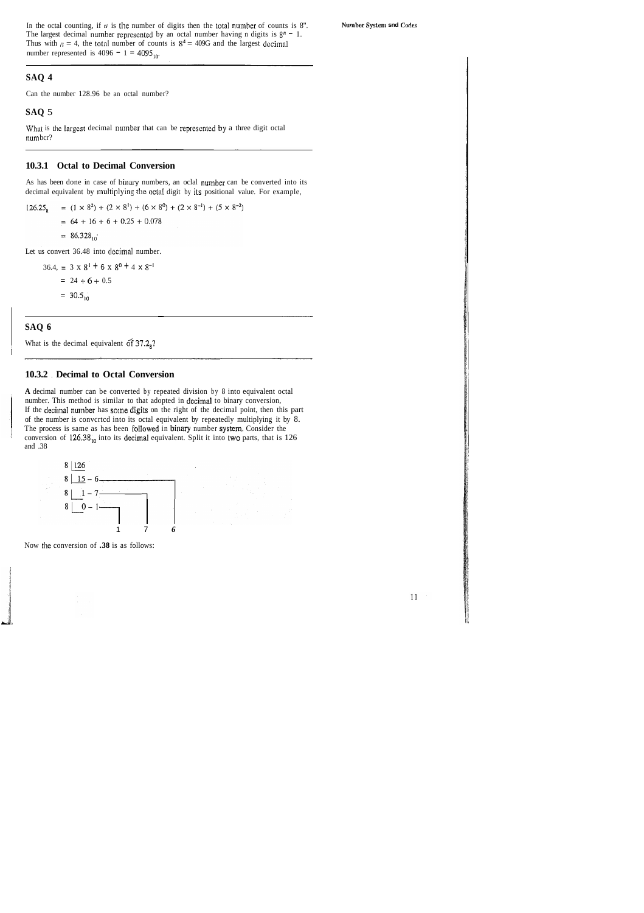In the octal counting, if $n$ is the number of digits then the total number of counts is $8^n$. The largest decimal number represented by an octal number having n digits is $8^n - 1$. Thus with $n = 4$, the total number of counts is $8^4 = 4096$ and the largest decimal number represented is $4096 - 1 = 4095_{10}$.

## SAQ 4

Can the number 128.96 be an octal number?

## SAQ 5

What is the largest decimal number that can be represented by a three digit octal number?

### 10.3.1 Octal to Decimal Conversion

As has been done in case of binary numbers, an octal number can be converted into its decimal equivalent by multiplying the octal digit by its positional value. For example,

$$126.25_8 = (1 \times 8^2) + (2 \times 8^1) + (6 \times 8^0) + (2 \times 8^{-1}) + (5 \times 8^{-2})$$

$$= 64 + 16 + 6 + 0.25 + 0.078$$

$$= 86.328_{10}$$

Let us convert 36.48 into decimal number.

$$36.4_8 = 3 \times 8^1 + 6 \times 8^0 + 4 \times 8^{-1}$$

$$= 24 + 6 + 0.5$$

$$= 30.5_{10}$$

## SAQ 6

What is the decimal equivalent of $37.2_8$?

### 10.3.2 Decimal to Octal Conversion

**A** decimal number can be converted by repeated division by 8 into equivalent octal number. This method is similar to that adopted in decimal to binary conversion. If the decimal number has some digits on the right of the decimal point, then this part of the number is converted into its octal equivalent by repeatedly multiplying it by 8. The process is same as has been followed in binary number system. Consider the conversion of $126.38_{10}$ into its decimal equivalent. Split it into two parts, that is 126 and .38

```
8 | 126
8 |  15 - 6 ─────────┐
8 |   1 - 7 ──────┐  │
8 |   0 - 1 ──┐   │  │
              1   7  6
```

Now the conversion of **.38** is as follows: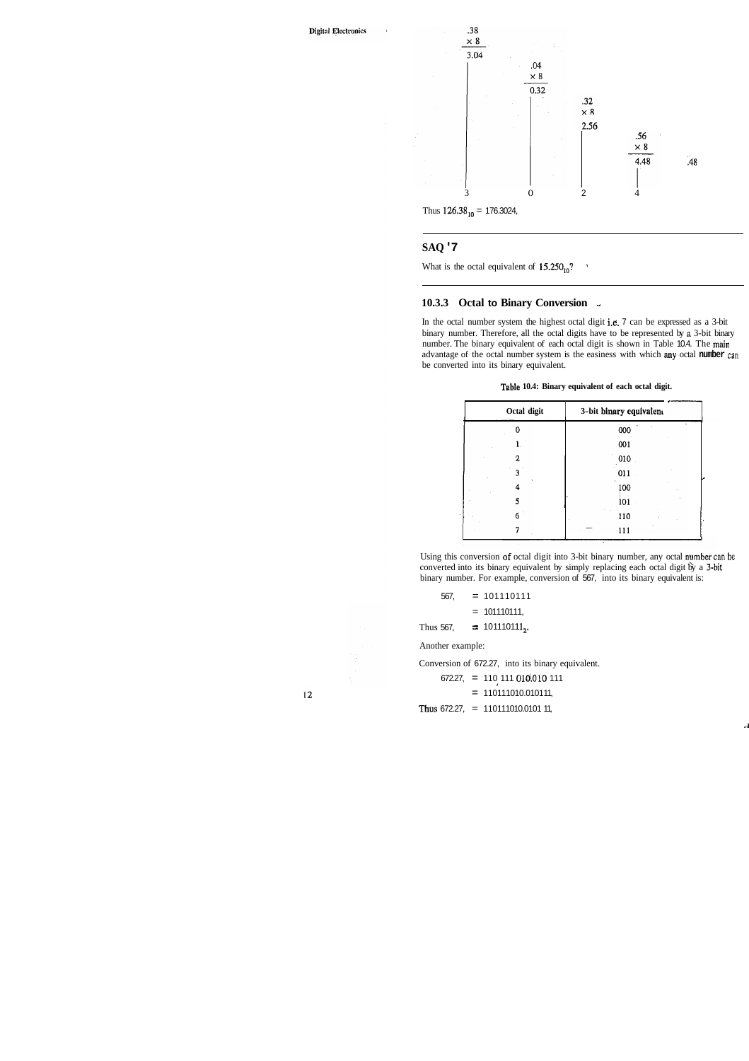$$
\begin{array}{l}
.38 \\
\times\ 8 \\
\hline
3.04
\end{array}
\quad
\begin{array}{l}
.04 \\
\times\ 8 \\
\hline
0.32
\end{array}
\quad
\begin{array}{l}
.32 \\
\times\ 8 \\
\hline
2.56
\end{array}
\quad
\begin{array}{l}
.56 \\
\times\ 8 \\
\hline
4.48
\end{array}
\quad .48
$$

$$
3 \quad 0 \quad 2 \quad 4
$$

Thus $126.38_{10} = 176.3024_8$

---

## SAQ 7

What is the octal equivalent of $15.250_{10}$?

---

### 10.3.3 Octal to Binary Conversion

In the octal number system the highest octal digit i.e. 7 can be expressed as a 3-bit binary number. Therefore, all the octal digits have to be represented by a 3-bit binary number. The binary equivalent of each octal digit is shown in Table 10.4. The main advantage of the octal number system is the easiness with which any octal number can be converted into its binary equivalent.

**Table 10.4: Binary equivalent of each octal digit.**

| Octal digit | 3-bit binary equivalent |
|---|---|
| 0 | 000 |
| 1 | 001 |
| 2 | 010 |
| 3 | 011 |
| 4 | 100 |
| 5 | 101 |
| 6 | 110 |
| 7 | 111 |

Using this conversion of octal digit into 3-bit binary number, any octal number can be converted into its binary equivalent by simply replacing each octal digit by a 3-bit binary number. For example, conversion of $567_8$ into its binary equivalent is:

$$567_8 = 101\ 110\ 111$$

$$= 101110111_2$$

Thus $567_8 = 101110111_2$.

Another example:

Conversion of $672.27_8$ into its binary equivalent.

$$672.27_8 = 110\ 111\ 010.010\ 111$$

$$= 110111010.010111_2$$

Thus $672.27_8 = 110111010.010111_2$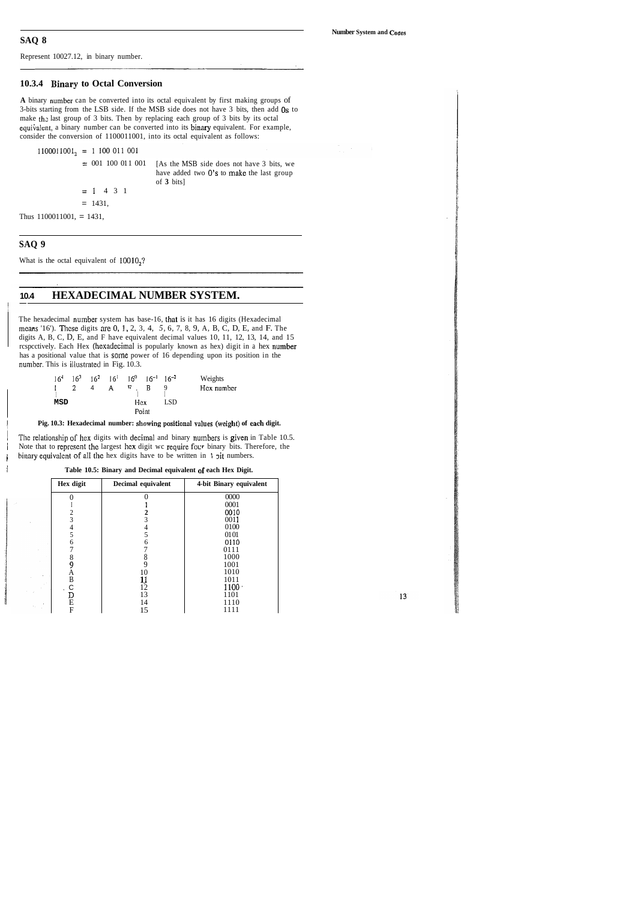## SAQ 8

Represent 10027.12, in binary number.

### 10.3.4 Binary to Octal Conversion

**A** binary number can be converted into its octal equivalent by first making groups of 3-bits starting from the LSB side. If the MSB side does not have 3 bits, then add 0s to make the last group of 3 bits. Then by replacing each group of 3 bits by its octal equivalent, a binary number can be converted into its binary equivalent. For example, consider the conversion of 1100011001, into its octal equivalent as follows:

$1100011001_2$ = 1 100 011 001

= 001 100 011 001 [As the MSB side does not have 3 bits, we have added two 0's to make the last group of 3 bits]

= 1 4 3 1

= 1431,

Thus 1100011001, = 1431,

## SAQ 9

What is the octal equivalent of $10010_2$?

## 10.4 HEXADECIMAL NUMBER SYSTEM.

The hexadecimal number system has base-16, that is it has 16 digits (Hexadecimal means '16'). These digits are 0, 1, 2, 3, 4, 5, 6, 7, 8, 9, A, B, C, D, E, and F. The digits A, B, C, D, E, and F have equivalent decimal values 10, 11, 12, 13, 14, and 15 respectively. Each Hex (hexadecimal is popularly known as hex) digit in a hex number has a positional value that is some power of 16 depending upon its position in the number. This is illustrated in Fig. 10.3.

| $16^4$ | $16^3$ | $16^2$ | $16^1$ | $16^0$ | | $16^{-1}$ | $16^{-2}$ | Weights |
|---|---|---|---|---|---|---|---|---|
| 1 | 2 | 4 | A | E | . | B | 9 | Hex number |
| MSD | | | | | Hex Point | | LSD | |

**Fig. 10.3: Hexadecimal number: showing positional values (weight) of each digit.**

The relationship of hex digits with decimal and binary numbers is given in Table 10.5. Note that to represent the largest hex digit we require four binary bits. Therefore, the binary equivalent of all the hex digits have to be written in 4 bit numbers.

**Table 10.5: Binary and Decimal equivalent of each Hex Digit.**

| Hex digit | Decimal equivalent | 4-bit Binary equivalent |
|---|---|---|
| 0 | 0 | 0000 |
| 1 | 1 | 0001 |
| 2 | 2 | 0010 |
| 3 | 3 | 0011 |
| 4 | 4 | 0100 |
| 5 | 5 | 0101 |
| 6 | 6 | 0110 |
| 7 | 7 | 0111 |
| 8 | 8 | 1000 |
| 9 | 9 | 1001 |
| A | 10 | 1010 |
| B | 11 | 1011 |
| C | 12 | 1100 |
| D | 13 | 1101 |
| E | 14 | 1110 |
| F | 15 | 1111 |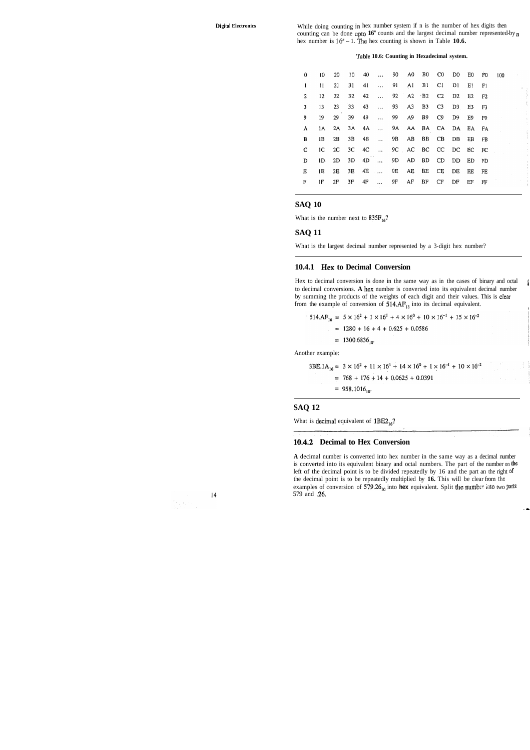While doing counting in hex number system if n is the number of hex digits then counting can be done upto $16^n$ counts and the largest decimal number represented by n hex number is $16^n - 1$. The hex counting is shown in Table **10.6.**

**Table 10.6: Counting in Hexadecimal system.**

| | | | | | | | | | | | | | | |
|---|---|---|---|---|---|---|---|---|---|---|---|---|---|---|
| 0 | 10 | 20 | 10 | 40 | ... | 90 | A0 | B0 | C0 | D0 | E0 | F0 | 100 |
| 1 | 11 | 21 | 31 | 41 | ... | 91 | A1 | B1 | C1 | D1 | E1 | F1 | |
| 2 | 12 | 22 | 32 | 42 | ... | 92 | A2 | B2 | C2 | D2 | E2 | F2 | |
| 3 | 13 | 23 | 33 | 43 | ... | 93 | A3 | B3 | C3 | D3 | E3 | F3 | |
| 9 | 19 | 29 | 39 | 49 | ... | 99 | A9 | B9 | C9 | D9 | E9 | F9 | |
| A | 1A | 2A | 3A | 4A | ... | 9A | AA | BA | CA | DA | EA | FA | |
| B | 1B | 2B | 3B | 4B | ... | 9B | AB | BB | CB | DB | EB | FB | |
| C | 1C | 2C | 3C | 4C | ... | 9C | AC | BC | CC | DC | EC | FC | |
| D | 1D | 2D | 3D | 4D | ... | 9D | AD | BD | CD | DD | ED | FD | |
| E | 1E | 2E | 3E | 4E | ... | 9E | AE | BE | CE | DE | EE | FE | |
| F | 1F | 2F | 3F | 4F | ... | 9F | AF | BF | CF | DF | EF | FF | |

## SAQ 10

What is the number next to $835F_{16}$?

## SAQ 11

What is the largest decimal number represented by a 3-digit hex number?

### 10.4.1 Hex to Decimal Conversion

Hex to decimal conversion is done in the same way as in the cases of binary and octal to decimal conversions. **A** hex number is converted into its equivalent decimal number by summing the products of the weights of each digit and their values. This is clear from the example of conversion of $514.AF_{16}$ into its decimal equivalent.

$$\begin{aligned} 514.AF_{16} &= 5 \times 16^2 + 1 \times 16^1 + 4 \times 16^0 + 10 \times 16^{-1} + 15 \times 16^{-2} \\ &= 1280 + 16 + 4 + 0.625 + 0.0586 \\ &= 1300.6836_{10}. \end{aligned}$$

Another example:

$$\begin{aligned} 3BE.1A_{16} &= 3 \times 16^2 + 11 \times 16^1 + 14 \times 16^0 + 1 \times 16^{-1} + 10 \times 16^{-2} \\ &= 768 + 176 + 14 + 0.0625 + 0.0391 \\ &= 958.1016_{10}. \end{aligned}$$

## SAQ 12

What is decimal equivalent of $1BE2_{16}$?

### 10.4.2 Decimal to Hex Conversion

**A** decimal number is converted into hex number in the same way as a decimal number is converted into its equivalent binary and octal numbers. The part of the number on the left of the decimal point is to be divided repeatedly by 16 and the part on the right of the decimal point is to be repeatedly multiplied by **16.** This will be clear from the examples of conversion of $579.26_{10}$ into **hex** equivalent. Split the number into two parts 579 and .26.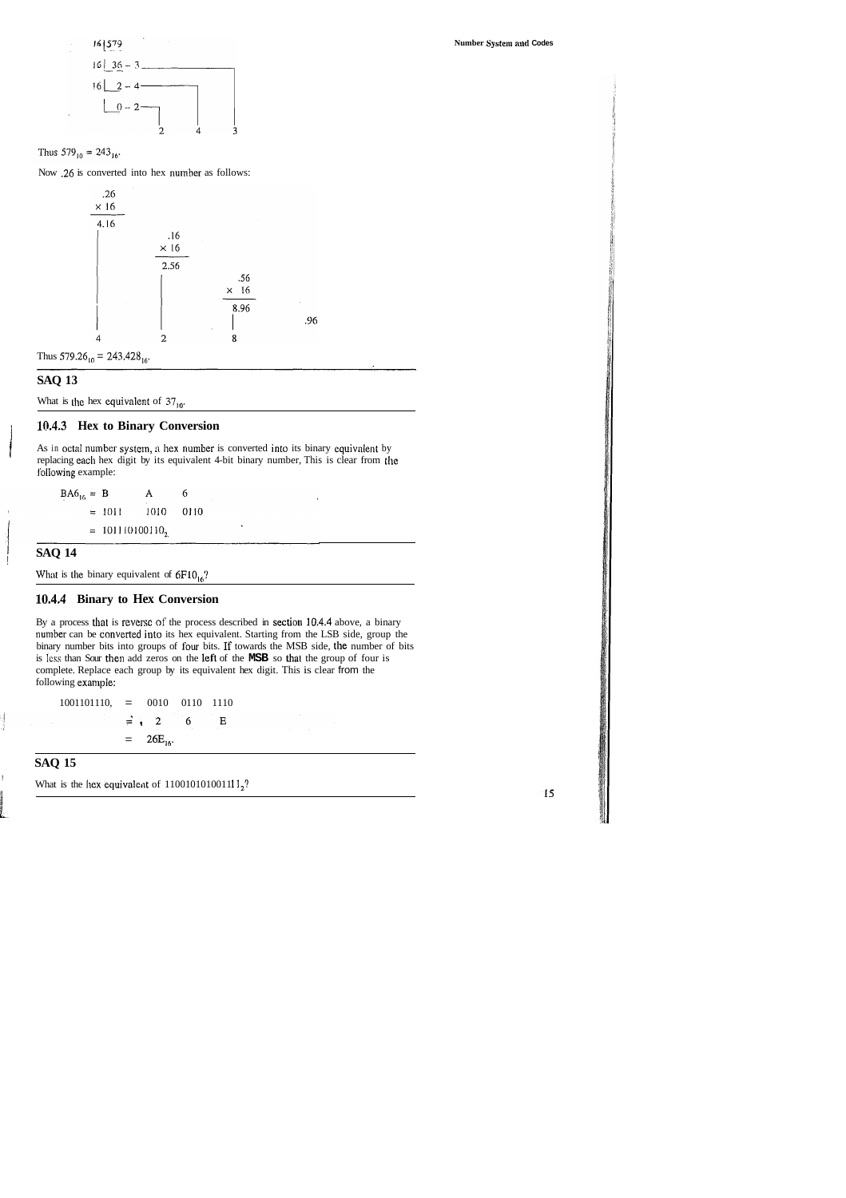```
16 | 579
16 |  36 - 3 ──────────────┐
16 |   2 - 4 ─────────┐    │
   |   0 - 2 ──┐      │    │
               2      4    3
```

Thus $579_{10} = 243_{16}$.

Now .26 is converted into hex number as follows:

```
 .26
× 16
────
4.16
 |       .16
 |      × 16
 |      ────
 |      2.56
 |        |       .56
 |        |      × 16
 |        |      ────
 |        |      8.96
 |        |        |       .96
 4        2        8
```

Thus $579.26_{10} = 243.428_{16}$.

## SAQ 13

What is the hex equivalent of $37_{10}$.

### 10.4.3 Hex to Binary Conversion

As in octal number system, a hex number is converted into its binary equivalent by replacing each hex digit by its equivalent 4-bit binary number, This is clear from the following example:

$$
\begin{aligned}
BA6_{16} &= B \quad A \quad 6 \\
&= 1011 \quad 1010 \quad 0110 \\
&= 101110100110_2
\end{aligned}
$$

## SAQ 14

What is the binary equivalent of $6F10_{16}$?

### 10.4.4 Binary to Hex Conversion

By a process that is reverse of the process described in section 10.4.4 above, a binary number can be converted into its hex equivalent. Starting from the LSB side, group the binary number bits into groups of four bits. If towards the MSB side, the number of bits is less than four then add zeros on the left of the MSB so that the group of four is complete. Replace each group by its equivalent hex digit. This is clear from the following example:

$$
\begin{aligned}
1001101110_2 &= 0010 \quad 0110 \quad 1110 \\
&= 2 \quad 6 \quad E \\
&= 26E_{16}.
\end{aligned}
$$

## SAQ 15

What is the hex equivalent of $1100101010011 1_2$?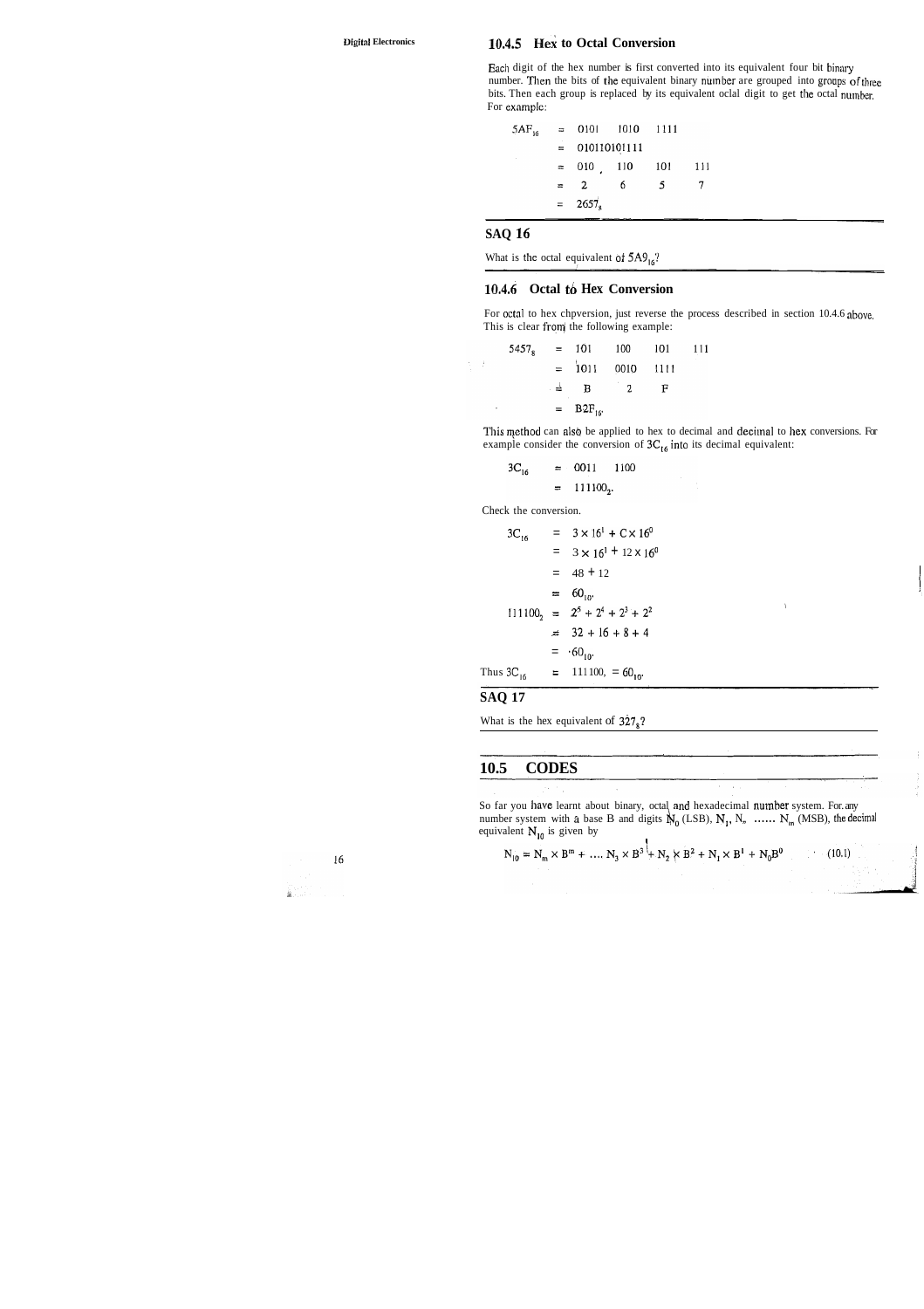### 10.4.5 Hex to Octal Conversion

Each digit of the hex number is first converted into its equivalent four bit binary number. Then the bits of the equivalent binary number are grouped into groups of three bits. Then each group is replaced by its equivalent oclal digit to get the octal number. For example:

$$
\begin{aligned}
5AF_{16} &= 0101 \quad 1010 \quad 1111 \\
&= 010110101111 \\
&= 010 \quad 110 \quad 101 \quad 111 \\
&= 2 \quad 6 \quad 5 \quad 7 \\
&= 2657_8
\end{aligned}
$$

## SAQ 16

What is the octal equivalent of $5A9_{16}$?

### 10.4.6 Octal to Hex Conversion

For octal to hex chpversion, just reverse the process described in section 10.4.6 above. This is clear from the following example:

$$
\begin{aligned}
5457_8 &= 101 \quad 100 \quad 101 \quad 111 \\
&= 1011 \quad 0010 \quad 1111 \\
&= B \quad 2 \quad F \\
&= B2F_{16}.
\end{aligned}
$$

This method can also be applied to hex to decimal and decimal to hex conversions. For example consider the conversion of $3C_{16}$ into its decimal equivalent:

$$
\begin{aligned}
3C_{16} &= 0011 \quad 1100 \\
&= 111100_2.
\end{aligned}
$$

Check the conversion.

$$
\begin{aligned}
3C_{16} &= 3 \times 16^1 + C \times 16^0 \\
&= 3 \times 16^1 + 12 \times 16^0 \\
&= 48 + 12 \\
&= 60_{10}. \\
111100_2 &= 2^5 + 2^4 + 2^3 + 2^2 \\
&= 32 + 16 + 8 + 4 \\
&= 60_{10}.
\end{aligned}
$$

Thus $3C_{16} = 111100_2 = 60_{10}$.

## SAQ 17

What is the hex equivalent of $327_8$?

## 10.5 CODES

So far you have learnt about binary, octal and hexadecimal number system. For any number system with a base B and digits $N_0$ (LSB), $N_1$, $N_2$ ...... $N_m$ (MSB), the decimal equivalent $N_{10}$ is given by

$$N_{10} = N_m \times B^m + \ldots. N_3 \times B^3 + N_2 \times B^2 + N_1 \times B^1 + N_0 B^0 \quad (10.1)$$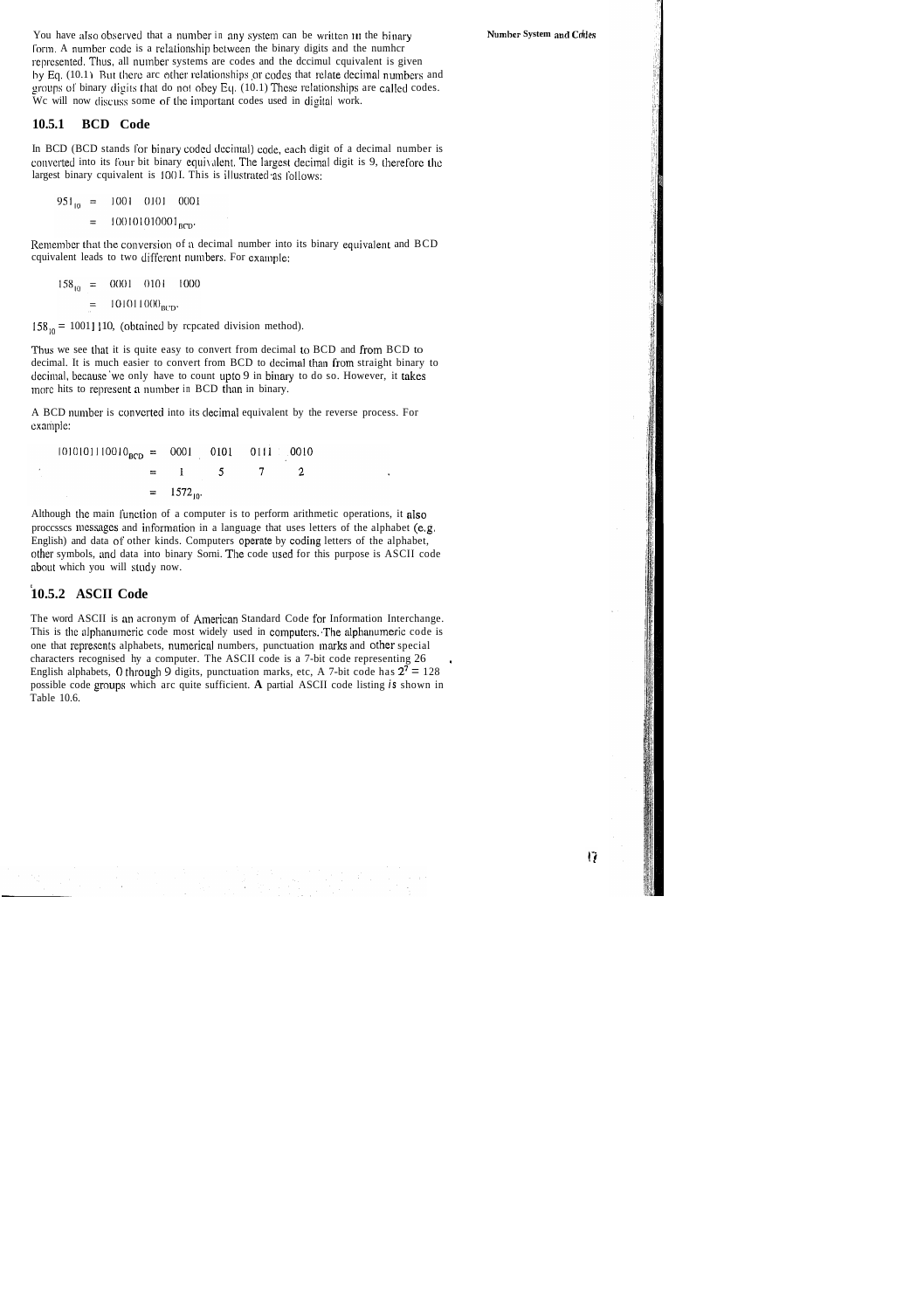You have also observed that a number in any system can be written in the binary form. A number code is a relationship between the binary digits and the number represented. Thus, all number systems are codes and the decimal equivalent is given by Eq. (10.1) But there are other relationships or codes that relate decimal numbers and groups of binary digits that do not obey Eq. (10.1) These relationships are called codes. We will now discuss some of the important codes used in digital work.

### 10.5.1 BCD Code

In BCD (BCD stands for binary coded decimal) code, each digit of a decimal number is converted into its four bit binary equivalent. The largest decimal digit is 9, therefore the largest binary equivalent is 1001. This is illustrated as follows:

$$951_{10} = 1001 \quad 0101 \quad 0001$$

$$= 100101010001_{BCD}.$$

Remember that the conversion of a decimal number into its binary equivalent and BCD equivalent leads to two different numbers. For example:

$$158_{10} = 0001 \quad 0101 \quad 1000$$

$$= 101011000_{BCD}.$$

$158_{10}$ = 10011110, (obtained by repeated division method).

Thus we see that it is quite easy to convert from decimal to BCD and from BCD to decimal. It is much easier to convert from BCD to decimal than from straight binary to decimal, because we only have to count upto 9 in binary to do so. However, it takes more bits to represent a number in BCD than in binary.

A BCD number is converted into its decimal equivalent by the reverse process. For example:

$$1010101110010_{BCD} = 0001 \quad 0101 \quad 0111 \quad 0010$$

$$= 1 \quad 5 \quad 7 \quad 2$$

$$= 1572_{10}.$$

Although the main function of a computer is to perform arithmetic operations, it also processes messages and information in a language that uses letters of the alphabet (e.g. English) and data of other kinds. Computers operate by coding letters of the alphabet, other symbols, and data into binary form. The code used for this purpose is ASCII code about which you will study now.

### 10.5.2 ASCII Code

The word ASCII is an acronym of American Standard Code for Information Interchange. This is the alphanumeric code most widely used in computers. The alphanumeric code is one that represents alphabets, numerical numbers, punctuation marks and other special characters recognised by a computer. The ASCII code is a 7-bit code representing 26 English alphabets, 0 through 9 digits, punctuation marks, etc, A 7-bit code has $2^7 = 128$ possible code groups which are quite sufficient. A partial ASCII code listing is shown in Table 10.6.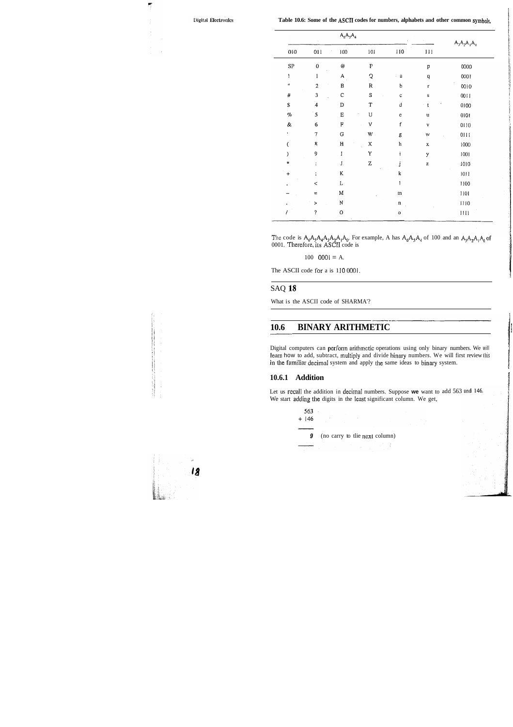**Table 10.6: Some of the ASCII codes for numbers, alphabets and other common symbols.**

| $A_6A_5A_4$ | | | | | | $A_3A_2A_1A_0$ |
|---|---|---|---|---|---|---|
| 010 | 011 | 100 | 101 | 110 | 111 | |
| SP | 0 | @ | P | | p | 0000 |
| ! | 1 | A | Q | a | q | 0001 |
| " | 2 | B | R | b | r | 0010 |
| # | 3 | C | S | c | s | 0011 |
| $ | 4 | D | T | d | t | 0100 |
| % | 5 | E | U | e | u | 0101 |
| & | 6 | F | V | f | v | 0110 |
| ' | 7 | G | W | g | w | 0111 |
| ( | 8 | H | X | h | x | 1000 |
| ) | 9 | I | Y | i | y | 1001 |
| * | : | J | Z | j | z | 1010 |
| + | ; | K | | k | | 1011 |
| , | < | L | | l | | 1100 |
| – | = | M | | m | | 1101 |
| . | > | N | | n | | 1110 |
| / | ? | O | | o | | 1111 |

The code is $A_6A_5A_4A_3A_2A_1A_0$. For example, A has $A_6A_5A_4$ of 100 and an $A_3A_2A_1A_0$ of 0001. Therefore, its ASCII code is

100 0001 = A.

The ASCII code for a is 110 0001.

## SAQ 18

What is the ASCII code of SHARMA?

## 10.6 BINARY ARITHMETIC

Digital computers can perform arithmetic operations using only binary numbers. We will learn how to add, subtract, multiply and divide binary numbers. We will first review this in the familiar decimal system and apply the same ideas to binary system.

### 10.6.1 Addition

Let us recall the addition in decimal numbers. Suppose we want to add 563 and 146. We start adding the digits in the least significant column. We get,

```
  563
+ 146
-----
    9    (no carry to the next column)
-----
```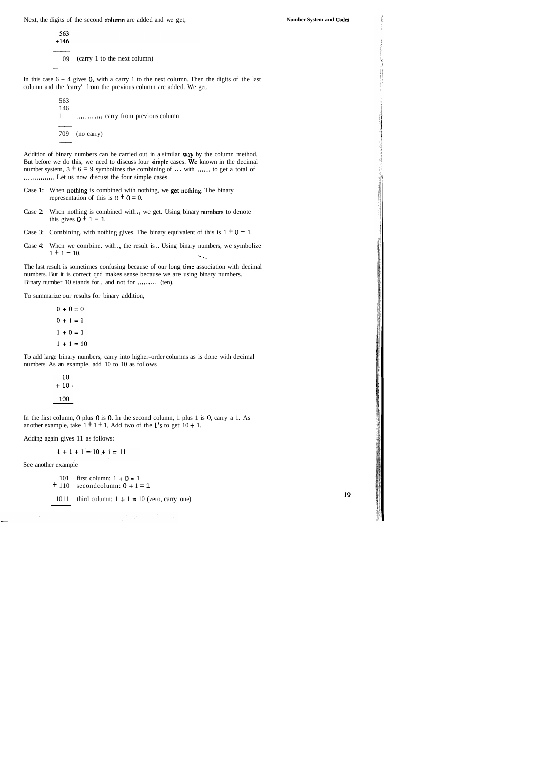Next, the digits of the second column are added and we get,

```
 563
+146
----
  09   (carry 1 to the next column)
----
```

In this case 6 + 4 gives 0, with a carry 1 to the next column. Then the digits of the last column and the 'carry' from the previous column are added. We get,

```
563
146
1      ............ carry from previous column
---
709    (no carry)
---
```

Addition of binary numbers can be carried out in a similar way by the column method. But before we do this, we need to discuss four simple cases. We known in the decimal number system, $3 + 6 = 9$ symbolizes the combining of ... with ...... to get a total of ............... Let us now discuss the four simple cases.

Case 1: When nothing is combined with nothing, we get nothing. The binary representation of this is $0 + 0 = 0$.

Case 2: When nothing is combined with ., we get. Using binary numbers to denote this gives $0 + 1 = 1$.

Case 3: Combining. with nothing gives. The binary equivalent of this is $1 + 0 = 1$.

Case 4: When we combine. with ., the result is .. Using binary numbers, we symbolize $1 + 1 = 10$.

The last result is sometimes confusing because of our long time association with decimal numbers. But it is correct qnd makes sense because we are using binary numbers. Binary number 10 stands for.. and not for .......... (ten).

To summarize our results for binary addition,

$$0 + 0 = 0$$
$$0 + 1 = 1$$
$$1 + 0 = 1$$
$$1 + 1 = 10$$

To add large binary numbers, carry into higher-order columns as is done with decimal numbers. As an example, add 10 to 10 as follows

```
  10
+ 10
----
 100
```

In the first column, 0 plus 0 is 0. In the second column, 1 plus 1 is 0, carry a 1. As another example, take $1 + 1 + 1$. Add two of the 1's to get $10 + 1$.

Adding again gives 11 as follows:

$$1 + 1 + 1 = 10 + 1 = 11$$

See another example

```
  101   first column: 1 + 0 = 1
+ 110   secondcolumn: 0 + 1 = 1
 ----
 1011   third column: 1 + 1 = 10 (zero, carry one)
```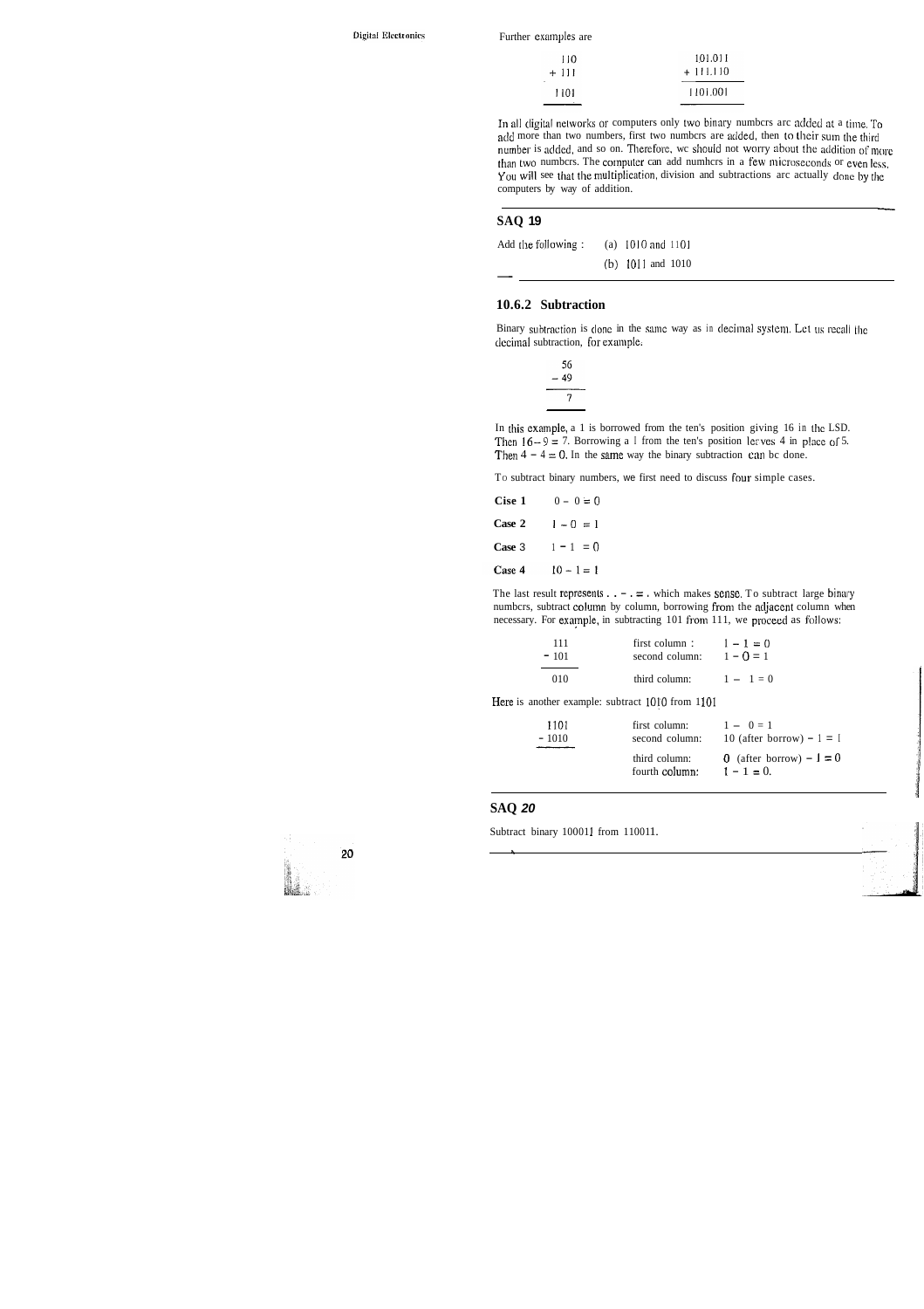Further examples are

```
  110          101.011
+ 111        + 111.110
 1101         1101.001
```

In all digital networks or computers only two binary numbers are added at a time. To add more than two numbers, first two numbers are added, then to their sum the third number is added, and so on. Therefore, we should not worry about the addition of more than two numbers. The computer can add numbers in a few microseconds or even less. You will see that the multiplication, division and subtractions are actually done by the computers by way of addition.

### SAQ 19

Add the following : (a) 1010 and 1101

(b) 1011 and 1010

### 10.6.2 Subtraction

Binary subtraction is done in the same way as in decimal system. Let us recall the decimal subtraction, for example.

```
  56
- 49
   7
```

In this example, a 1 is borrowed from the ten's position giving 16 in the LSD. Then $16 - 9 = 7$. Borrowing a 1 from the ten's position leaves 4 in place of 5. Then $4 - 4 = 0$. In the same way the binary subtraction can be done.

To subtract binary numbers, we first need to discuss four simple cases.

**Case 1** $0 - 0 = 0$

**Case 2** $1 - 0 = 1$

**Case 3** $1 - 1 = 0$

**Case 4** $10 - 1 = 1$

The last result represents . . – . = . which makes sense. To subtract large binary numbers, subtract column by column, borrowing from the adjacent column when necessary. For example, in subtracting 101 from 111, we proceed as follows:

```
  111      first column :   1 - 1 = 0
- 101      second column:   1 - 0 = 1
  010      third column:    1 - 1 = 0
```

Here is another example: subtract 1010 from 1101

```
  1101     first column:    1 - 0 = 1
- 1010     second column:   10 (after borrow) - 1 = 1
           third column:    0 (after borrow) - 1 = 0
           fourth column:   1 - 1 = 0.
```

### SAQ *20*

Subtract binary 100011 from 110011.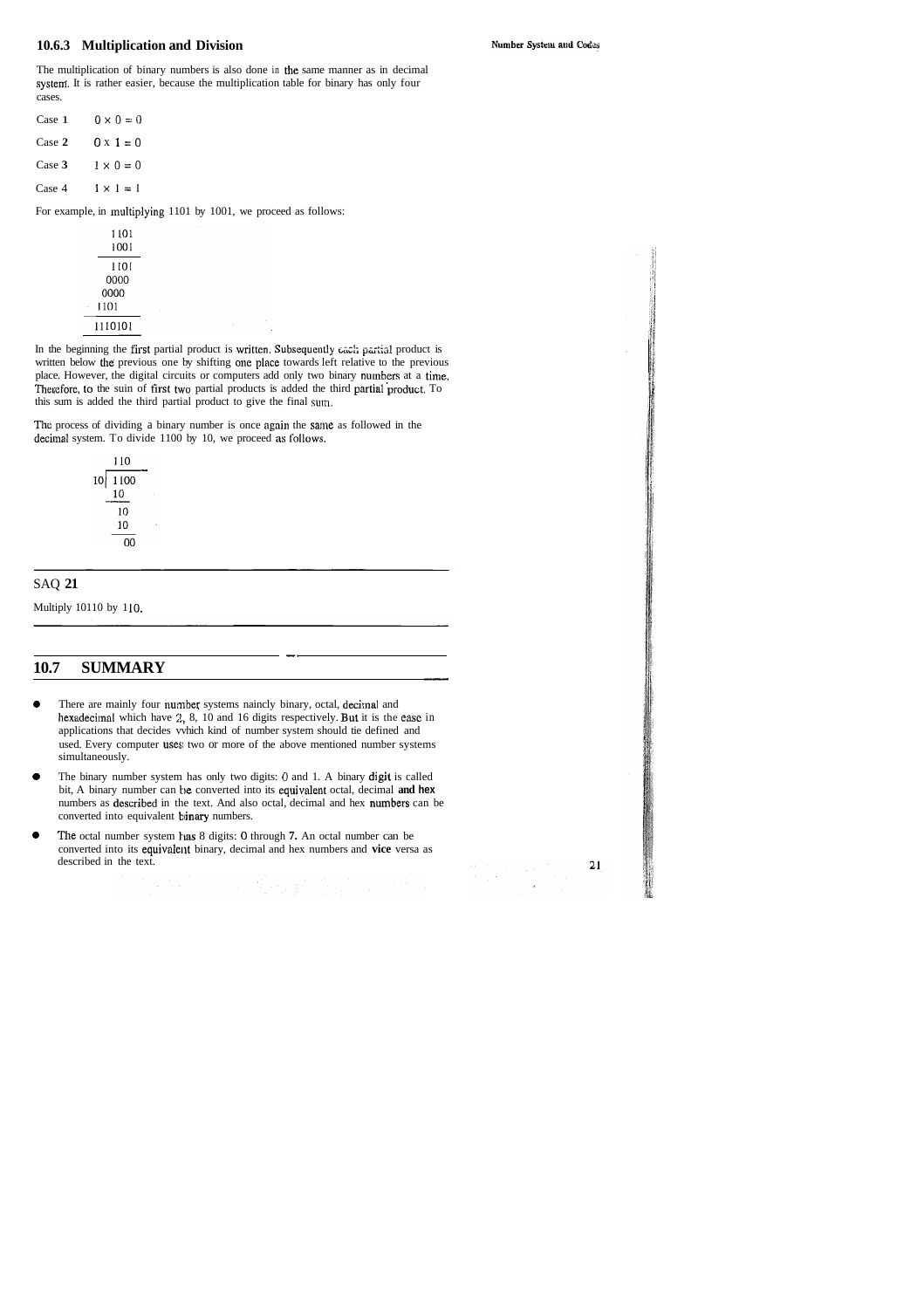### 10.6.3 Multiplication and Division

The multiplication of binary numbers is also done in the same manner as in decimal system. It is rather easier, because the multiplication table for binary has only four cases.

Case **1** $0 \times 0 = 0$

Case **2** $0 \times 1 = 0$

Case **3** $1 \times 0 = 0$

Case 4 $1 \times 1 = 1$

For example, in multiplying 1101 by 1001, we proceed as follows:

```
   1101
   1001
   ----
   1101
  0000
 0000
1101
-------
1110101
```

In the beginning the first partial product is written. Subsequently each partial product is written below the previous one by shifting one place towards left relative to the previous place. However, the digital circuits or computers add only two binary numbers at a time. Therefore, to the suin of first two partial products is added the third partial product. To this sum is added the third partial product to give the final sum.

The process of dividing a binary number is once again the same as followed in the decimal system. To divide 1100 by 10, we proceed as follows.

```
      110
   ------
10 | 1100
     10
     --
      10
      10
      --
       00
```

## SAQ 21

Multiply 10110 by 110.

## 10.7 SUMMARY

- There are mainly four number systems naincly binary, octal, decimal and hexadecimal which have 2, 8, 10 and 16 digits respectively. But it is the ease in applications that decides vvhich kind of number system should tie defined and used. Every computer uses two or more of the above mentioned number systems simultaneously.
- The binary number system has only two digits: 0 and 1. A binary digit is called bit, A binary number can be converted into its equivalent octal, decimal **and hex** numbers as described in the text. And also octal, decimal and hex numbers can be converted into equivalent binary numbers.
- The octal number system has 8 digits: 0 through **7.** An octal number can be converted into its equivalent binary, decimal and hex numbers and **vice** versa as described in the text.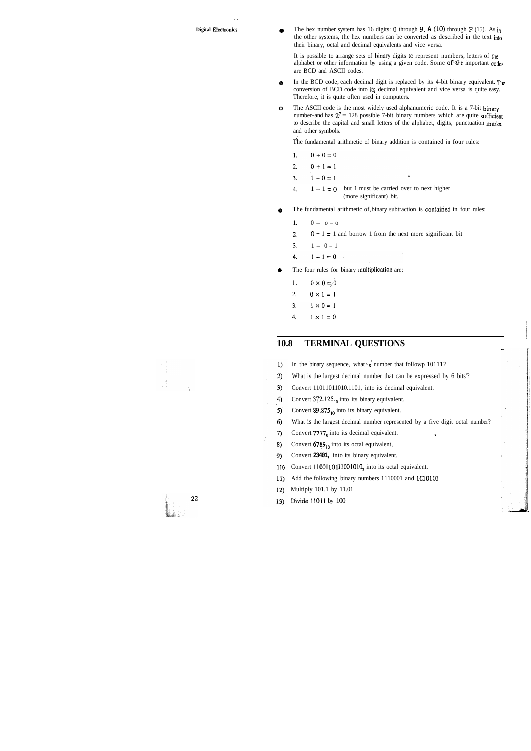- The hex number system has 16 digits: 0 through 9, A (10) through F (15). As in the other systems, the hex numbers can be converted as described in the text into their binary, octal and decimal equivalents and vice versa.

  It is possible to arrange sets of binary digits to represent numbers, letters of the alphabet or other information by using a given code. Some of the important codes are BCD and ASCII codes.

- In the BCD code, each decimal digit is replaced by its 4-bit binary equivalent. The conversion of BCD code into its decimal equivalent and vice versa is quite easy. Therefore, it is quite often used in computers.

- The ASCII code is the most widely used alphanumeric code. It is a 7-bit binary number-and has $2^7 = 128$ possible 7-bit binary numbers which are quite sufficient to describe the capital and small letters of the alphabet, digits, punctuation marks, and other symbols.

  The fundamental arithmetic of binary addition is contained in four rules:

  1. $0 + 0 = 0$
  2. $0 + 1 = 1$
  3. $1 + 0 = 1$
  4. $1 + 1 = 0$ but 1 must be carried over to next higher (more significant) bit.

- The fundamental arithmetic of binary subtraction is contained in four rules:

  1. $0 - 0 = 0$
  2. $0 - 1 = 1$ and borrow 1 from the next more significant bit
  3. $1 - 0 = 1$
  4. $1 - 1 = 0$

- The four rules for binary multiplication are:

  1. $0 \times 0 = 0$
  2. $0 \times 1 = 1$
  3. $1 \times 0 = 1$
  4. $1 \times 1 = 0$

## 10.8 TERMINAL QUESTIONS

1) In the binary sequence, what is number that followp 10111?
2) What is the largest decimal number that can be expressed by 6 bits?
3) Convert 11011011010.1101, into its decimal equivalent.
4) Convert $372.125_{10}$ into its binary equivalent.
5) Convert $89.875_{10}$ into its binary equivalent.
6) What is the largest decimal number represented by a five digit octal number?
7) Convert $7777_8$ into its decimal equivalent.
8) Convert $6789_{10}$ into its octal equivalent,
9) Convert 23401, into its binary equivalent.
10) Convert $110011011100101O_2$ into its octal equivalent.
11) Add the following binary numbers 1110001 and 1010101
12) Multiply 101.1 by 11.01
13) Divide 11011 by 100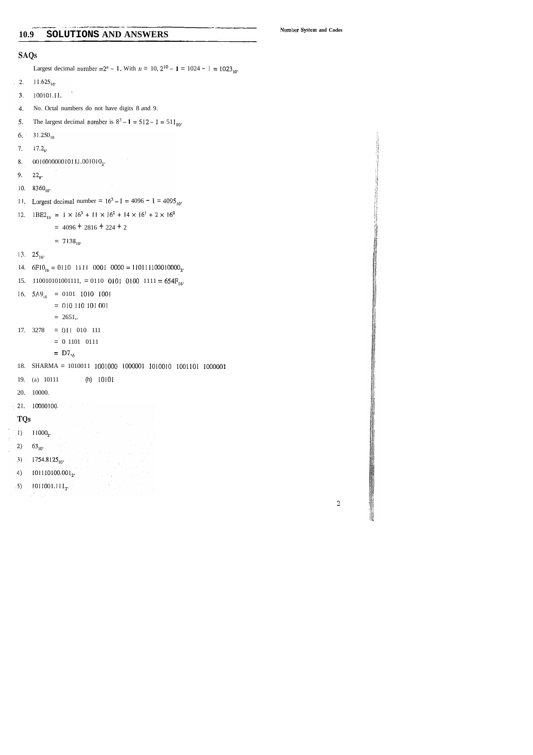## 10.9 SOLUTIONS AND ANSWERS

### SAQs

1. Largest decimal number $= 2^n - 1$. With $n = 10$, $2^{10} - 1 = 1024 - 1 = 1023_{10}$.
2. $11.625_{10}$.
3. 100101.11.
4. No. Octal numbers do not have digits 8 and 9.
5. The largest decimal number is $8^3 - 1 = 512 - 1 = 511_{10}$.
6. $31.250_{10}$
7. $17.2_8$.
8. $0010000000101 11.001010_2$.
9. $22_8$.
10. $8360_{16}$.
11. Largest decimal number $= 16^3 - 1 = 4096 - 1 = 4095_{10}$.
12. $1BE2_{16} = 1 \times 16^3 + 11 \times 16^2 + 14 \times 16^1 + 2 \times 16^0$

    $= 4096 + 2816 + 224 + 2$

    $= 7138_{10}$.
13. $25_{16}$.
14. $6F10_{16} = 0110\ \ 1111\ \ 0001\ \ 0000 = 110111100010000_2$.
15. $110010101001111_2 = 0110\ \ 0101\ \ 0100\ \ 1111 = 654F_{16}$.
16. $5A9_{16}$ $= 0101\ \ 1010\ \ 1001$

    $= 010\ 110\ 101\ 001$

    $= 2651_8$.
17. $327_8$ $= 011\ \ 010\ \ 111$

    $= 0\ 1101\ \ 0111$

    $= D7_{16}$
18. SHARMA = 1010011 1001000 1000001 1010010 1001101 1000001
19. (a) 10111 (b) 10101
20. 10000.
21. 10000100.

### TQs

1) $11000_2$.
2) $63_{10}$.
3) $1754.8125_{10}$.
4) $101110100.001_2$.
5) $1011001.111_2$.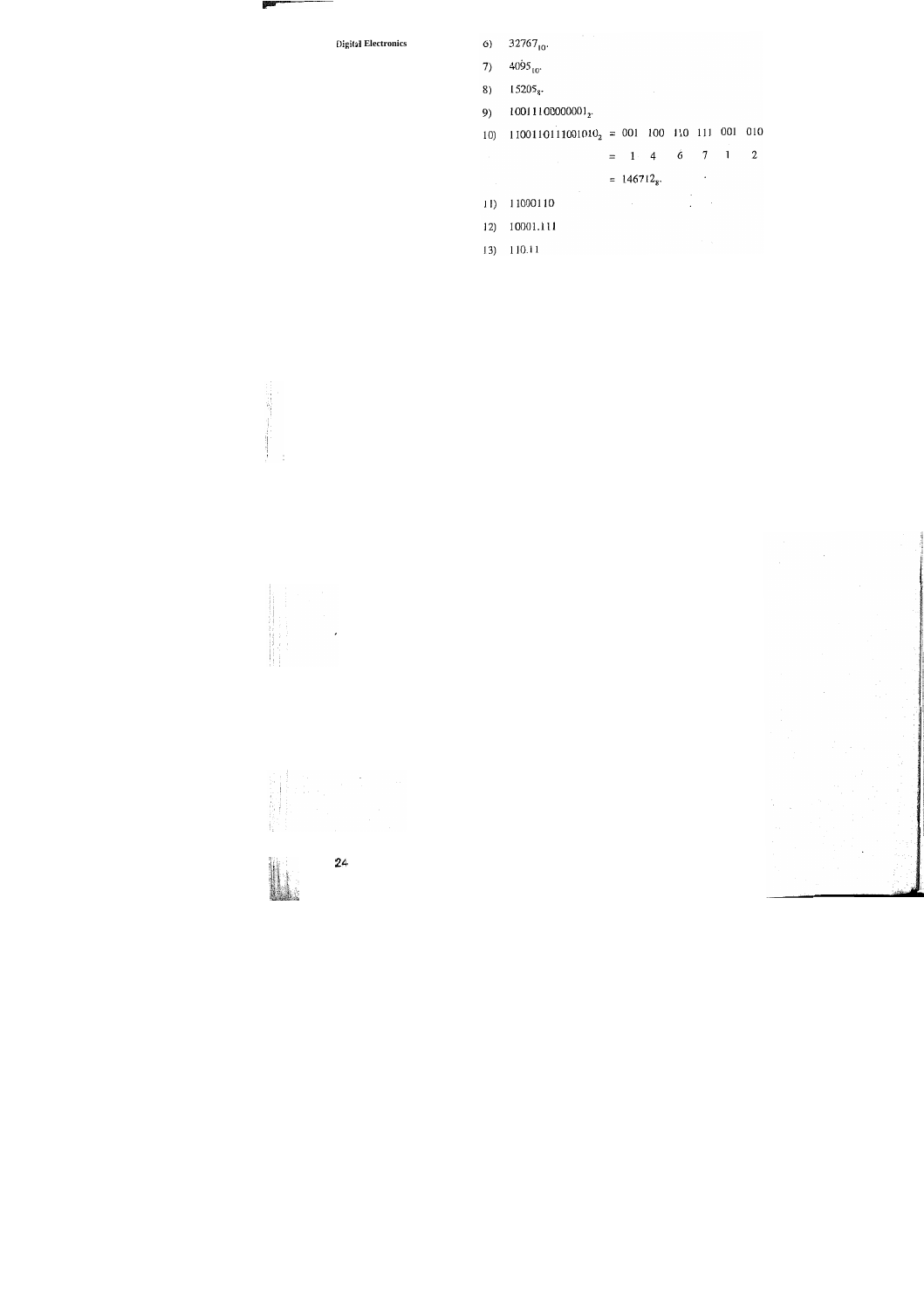6) $32767_{10}$.

7) $4095_{10}$.

8) $15205_8$.

9) $1001110000001_2$.

10) $1100110111001010_2 = 001\ 100\ 110\ 111\ 001\ 010$

$= 1\ \ 4\ \ 6\ \ 7\ \ 1\ \ 2$

$= 146712_8$.

11) 11000110

12) 10001.111

13) 110.11